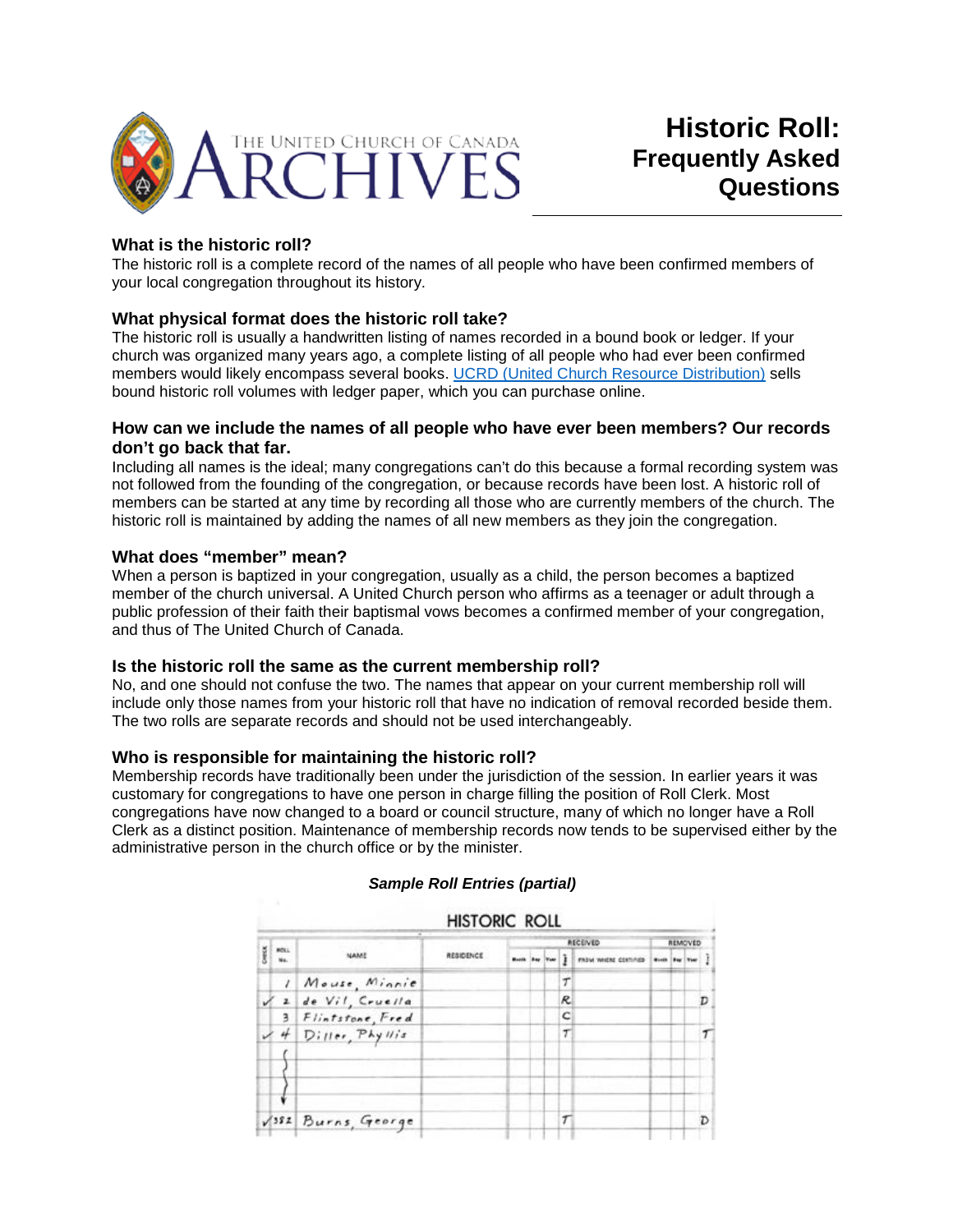THE UNITED CHURCH OF CANADA ARCHIVES

# Historic Roll: Frequently Asked Questions

### What is the historic roll?

The historic roll is a complete record of the names of all people who have been confirmed members of your local congregation throughout its history.

### What physical format does the historic roll take?

The historic roll is usually a handwritten listing of names recorded in a bound book or ledger. If your church was organized many years ago, a complete listing of all people who had ever been confirmed members would likely encompass several books. UCRD (United Church Resource Distribution) sells bound historic roll volumes with ledger paper, which you can purchase online.

### How can we include the names of all people who have ever been members? Our records don't go back that far.

Including all names is the ideal; many congregations can't do this because a formal recording system was not followed from the founding of the congregation, or because records have been lost. A historic roll of members can be started at any time by recording all those who are currently members of the church. The historic roll is maintained by adding the names of all new members as they join the congregation.

### What does "member" mean?

When a person is baptized in your congregation, usually as a child, the person becomes a baptized member of the church universal. A United Church person who affirms as a teenager or adult through a public profession of their faith their baptismal vows becomes a confirmed member of your congregation, and thus of The United Church of Canada.

### Is the historic roll the same as the current membership roll?

No, and one should not confuse the two. The names that appear on your current membership roll will include only those names from your historic roll that have no indication of removal recorded beside them. The two rolls are separate records and should not be used interchangeably.

### Who is responsible for maintaining the historic roll?

Membership records have traditionally been under the jurisdiction of the session. In earlier years it was customary for congregations to have one person in charge filling the position of Roll Clerk. Most congregations have now changed to a board or council structure, many of which no longer have a Roll Clerk as a distinct position. Maintenance of membership records now tends to be supervised either by the administrative person in the church office or by the minister.

***Sample Roll Entries (partial)***

HISTORIC ROLL

| Check | Roll No. | Name | Residence | Received | | | | | Removed | | | |
|---|---|---|---|---|---|---|---|---|---|---|---|---|
| | | | | Month | Day | Year | | From Where Certified | Month | Day | Year | |
| | 1 | Mouse, Minnie | | | | | T | | | | | |
| ✓ | 2 | de Vil, Cruella | | | | | R | | | | | D |
| | 3 | Flintstone, Fred | | | | | C | | | | | |
| ✓ | 4 | Diller, Phyllis | | | | | T | | | | | T |
| | | | | | | | | | | | | |
| ✓ | 382 | Burns, George | | | | | T | | | | | D |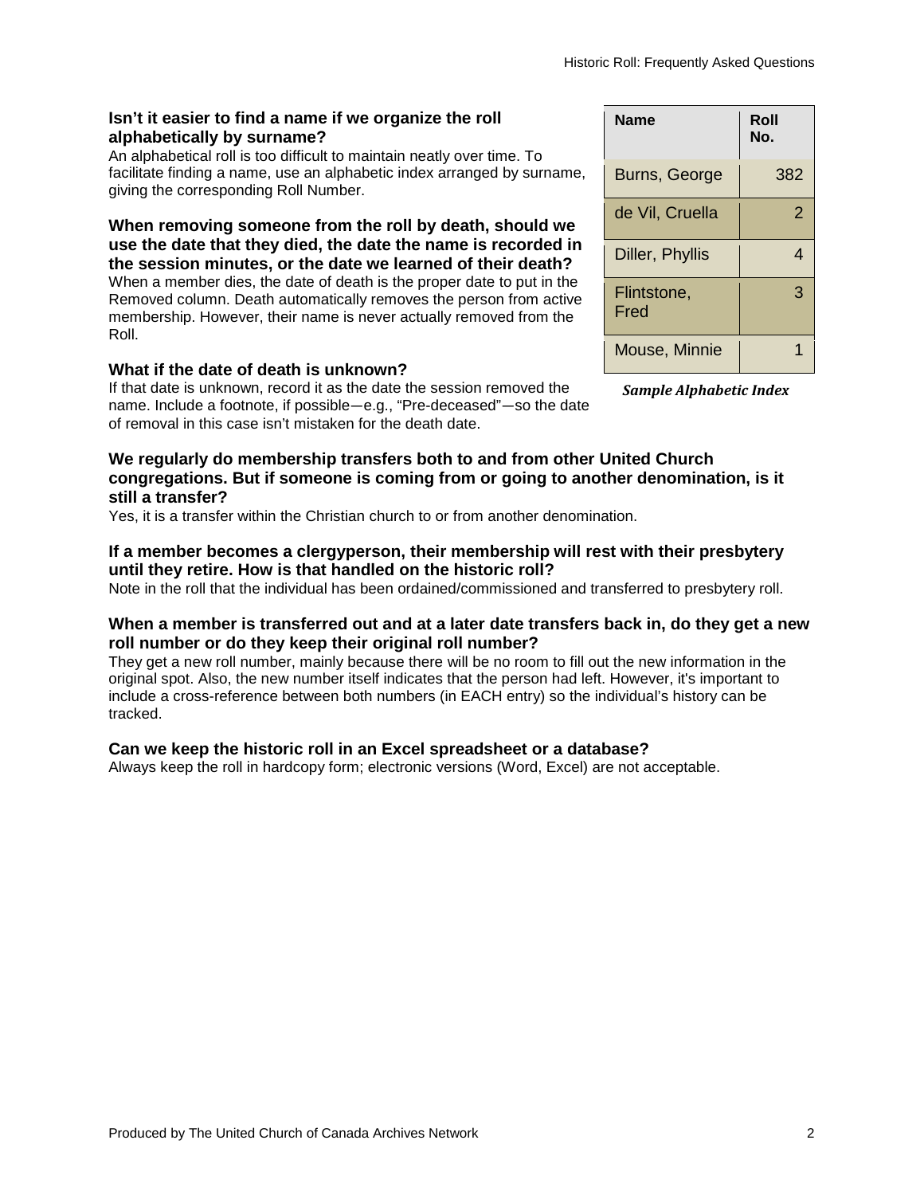**Isn't it easier to find a name if we organize the roll alphabetically by surname?**
An alphabetical roll is too difficult to maintain neatly over time. To facilitate finding a name, use an alphabetic index arranged by surname, giving the corresponding Roll Number.

| Name | Roll No. |
|---|---|
| Burns, George | 382 |
| de Vil, Cruella | 2 |
| Diller, Phyllis | 4 |
| Flintstone, Fred | 3 |
| Mouse, Minnie | 1 |

*Sample Alphabetic Index*

**When removing someone from the roll by death, should we use the date that they died, the date the name is recorded in the session minutes, or the date we learned of their death?**
When a member dies, the date of death is the proper date to put in the Removed column. Death automatically removes the person from active membership. However, their name is never actually removed from the Roll.

**What if the date of death is unknown?**
If that date is unknown, record it as the date the session removed the name. Include a footnote, if possible—e.g., "Pre-deceased"—so the date of removal in this case isn't mistaken for the death date.

**We regularly do membership transfers both to and from other United Church congregations. But if someone is coming from or going to another denomination, is it still a transfer?**
Yes, it is a transfer within the Christian church to or from another denomination.

**If a member becomes a clergyperson, their membership will rest with their presbytery until they retire. How is that handled on the historic roll?**
Note in the roll that the individual has been ordained/commissioned and transferred to presbytery roll.

**When a member is transferred out and at a later date transfers back in, do they get a new roll number or do they keep their original roll number?**
They get a new roll number, mainly because there will be no room to fill out the new information in the original spot. Also, the new number itself indicates that the person had left. However, it's important to include a cross-reference between both numbers (in EACH entry) so the individual's history can be tracked.

**Can we keep the historic roll in an Excel spreadsheet or a database?**
Always keep the roll in hardcopy form; electronic versions (Word, Excel) are not acceptable.